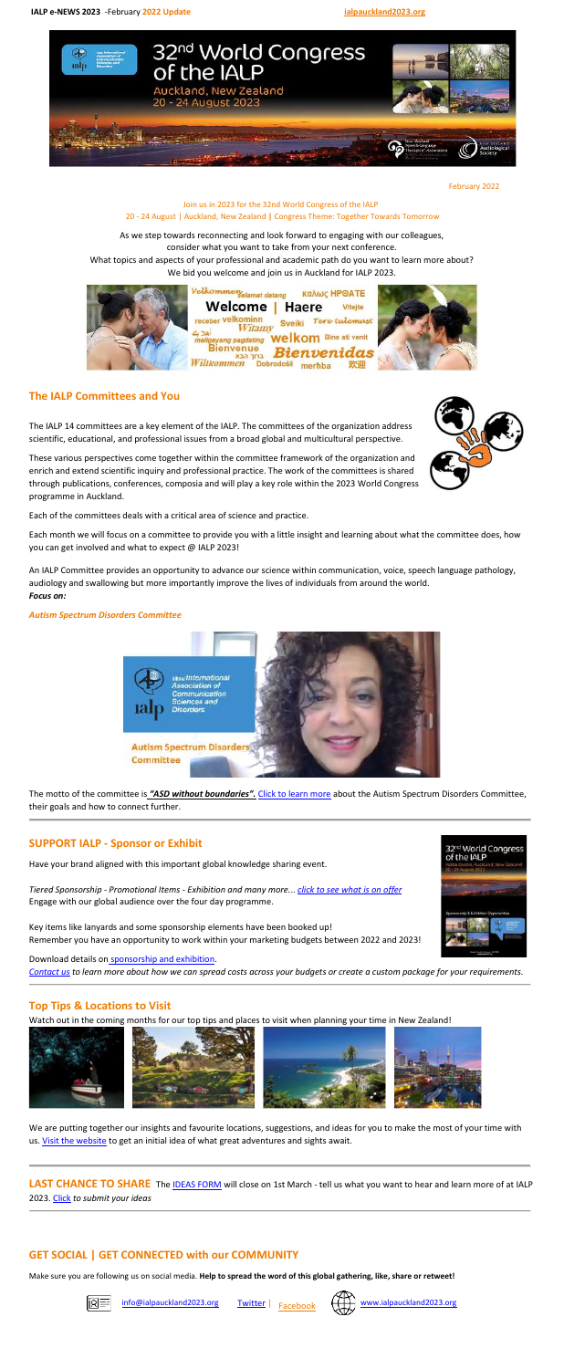February 2022

Join us in 2023 for the 32nd World Congress of the IALP
20 - 24 August | Auckland, New Zealand | Congress Theme: Together Towards Tomorrow

As we step towards reconnecting and look forward to engaging with our colleagues, consider what you want to take from your next conference.
What topics and aspects of your professional and academic path do you want to learn more about?
We bid you welcome and join us in Auckland for IALP 2023.

## The IALP Committees and You

The IALP 14 committees are a key element of the IALP. The committees of the organization address scientific, educational, and professional issues from a broad global and multicultural perspective.

These various perspectives come together within the committee framework of the organization and enrich and extend scientific inquiry and professional practice. The work of the committees is shared through publications, conferences, composia and will play a key role within the 2023 World Congress programme in Auckland.

Each of the committees deals with a critical area of science and practice.

Each month we will focus on a committee to provide you with a little insight and learning about what the committee does, how you can get involved and what to expect @ IALP 2023!

An IALP Committee provides an opportunity to advance our science within communication, voice, speech language pathology, audiology and swallowing but more importantly improve the lives of individuals from around the world.
***Focus on:***

***Autism Spectrum Disorders Committee***

The motto of the committee is ***"ASD without boundaries".*** Click to learn more about the Autism Spectrum Disorders Committee, their goals and how to connect further.

## SUPPORT IALP - Sponsor or Exhibit

Have your brand aligned with this important global knowledge sharing event.

*Tiered Sponsorship - Promotional Items - Exhibition and many more... click to see what is on offer*
Engage with our global audience over the four day programme.

Key items like lanyards and some sponsorship elements have been booked up!
Remember you have an opportunity to work within your marketing budgets between 2022 and 2023!

Download details on sponsorship and exhibition.
*Contact us to learn more about how we can spread costs across your budgets or create a custom package for your requirements.*

## Top Tips & Locations to Visit

Watch out in the coming months for our top tips and places to visit when planning your time in New Zealand!

We are putting together our insights and favourite locations, suggestions, and ideas for you to make the most of your time with us. Visit the website to get an initial idea of what great adventures and sights await.

**LAST CHANCE TO SHARE** The IDEAS FORM will close on 1st March - tell us what you want to hear and learn more of at IALP 2023. Click *to submit your ideas*

## GET SOCIAL | GET CONNECTED with our COMMUNITY

Make sure you are following us on social media. **Help to spread the word of this global gathering, like, share or retweet!**

info@ialpauckland2023.org Twitter | Facebook www.ialpauckland2023.org